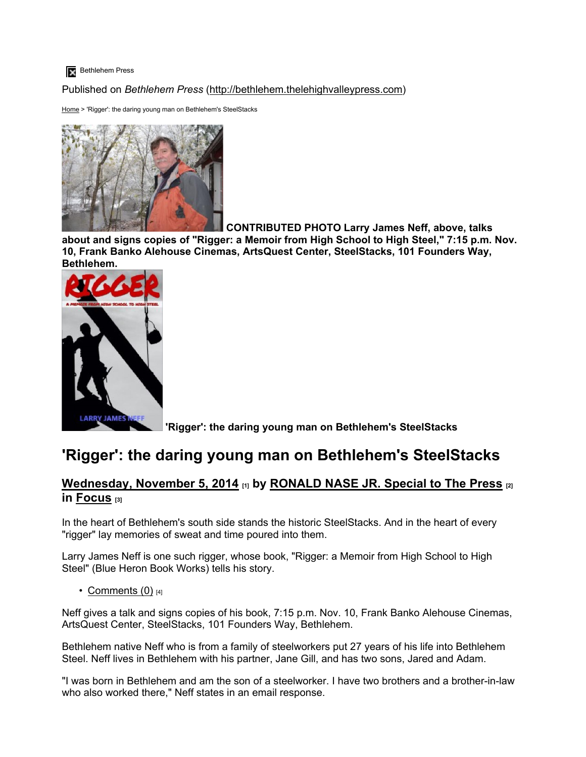Bethlehem Press

Published on *Bethlehem Press* (http://bethlehem.thelehighvalleypress.com)

Home > 'Rigger': the daring young man on Bethlehem's SteelStacks

**CONTRIBUTED PHOTO Larry James Neff, above, talks about and signs copies of "Rigger: a Memoir from High School to High Steel," 7:15 p.m. Nov. 10, Frank Banko Alehouse Cinemas, ArtsQuest Center, SteelStacks, 101 Founders Way, Bethlehem.**

**'Rigger': the daring young man on Bethlehem's SteelStacks**

# 'Rigger': the daring young man on Bethlehem's SteelStacks

## Wednesday, November 5, 2014 [1] by RONALD NASE JR. Special to The Press [2] in Focus [3]

In the heart of Bethlehem's south side stands the historic SteelStacks. And in the heart of every "rigger" lay memories of sweat and time poured into them.

Larry James Neff is one such rigger, whose book, "Rigger: a Memoir from High School to High Steel" (Blue Heron Book Works) tells his story.

- Comments (0) [4]

Neff gives a talk and signs copies of his book, 7:15 p.m. Nov. 10, Frank Banko Alehouse Cinemas, ArtsQuest Center, SteelStacks, 101 Founders Way, Bethlehem.

Bethlehem native Neff who is from a family of steelworkers put 27 years of his life into Bethlehem Steel. Neff lives in Bethlehem with his partner, Jane Gill, and has two sons, Jared and Adam.

"I was born in Bethlehem and am the son of a steelworker. I have two brothers and a brother-in-law who also worked there," Neff states in an email response.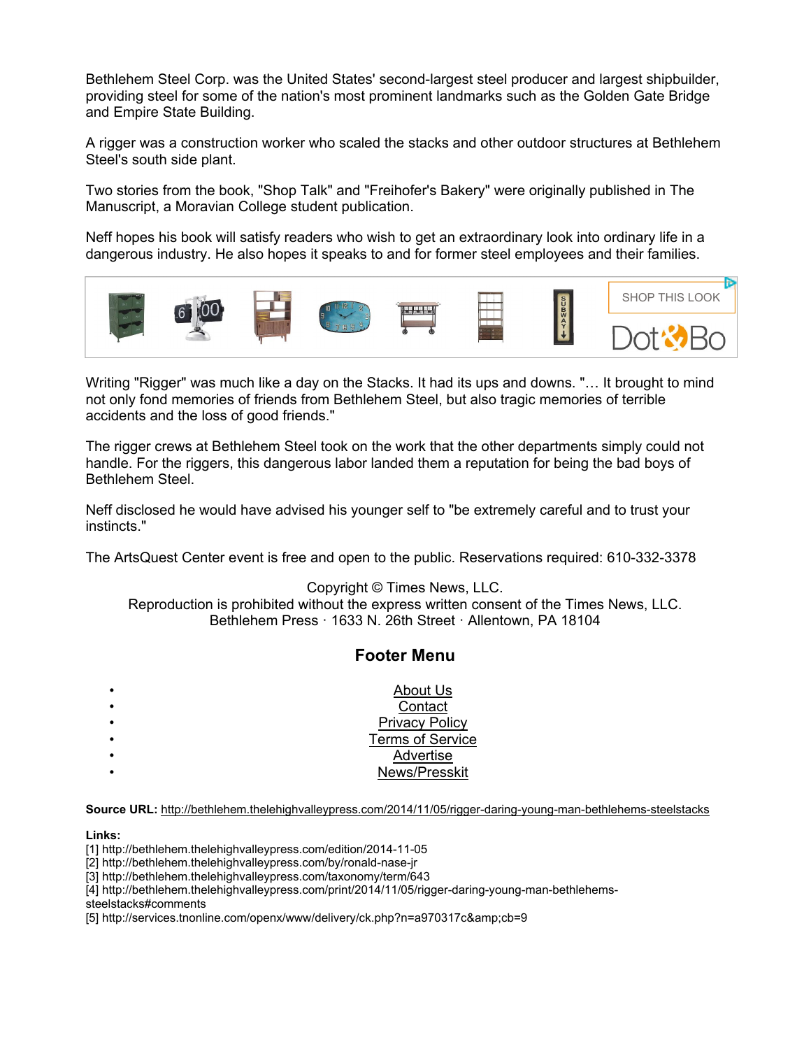Bethlehem Steel Corp. was the United States' second-largest steel producer and largest shipbuilder, providing steel for some of the nation's most prominent landmarks such as the Golden Gate Bridge and Empire State Building.

A rigger was a construction worker who scaled the stacks and other outdoor structures at Bethlehem Steel's south side plant.

Two stories from the book, "Shop Talk" and "Freihofer's Bakery" were originally published in The Manuscript, a Moravian College student publication.

Neff hopes his book will satisfy readers who wish to get an extraordinary look into ordinary life in a dangerous industry. He also hopes it speaks to and for former steel employees and their families.

SHOP THIS LOOK

Dot & Bo

Writing "Rigger" was much like a day on the Stacks. It had its ups and downs. "… It brought to mind not only fond memories of friends from Bethlehem Steel, but also tragic memories of terrible accidents and the loss of good friends."

The rigger crews at Bethlehem Steel took on the work that the other departments simply could not handle. For the riggers, this dangerous labor landed them a reputation for being the bad boys of Bethlehem Steel.

Neff disclosed he would have advised his younger self to "be extremely careful and to trust your instincts."

The ArtsQuest Center event is free and open to the public. Reservations required: 610-332-3378

Copyright © Times News, LLC.
Reproduction is prohibited without the express written consent of the Times News, LLC.
Bethlehem Press · 1633 N. 26th Street · Allentown, PA 18104

## Footer Menu

- About Us
- Contact
- Privacy Policy
- Terms of Service
- Advertise
- News/Presskit

**Source URL:** http://bethlehem.thelehighvalleypress.com/2014/11/05/rigger-daring-young-man-bethlehems-steelstacks

**Links:**
[1] http://bethlehem.thelehighvalleypress.com/edition/2014-11-05
[2] http://bethlehem.thelehighvalleypress.com/by/ronald-nase-jr
[3] http://bethlehem.thelehighvalleypress.com/taxonomy/term/643
[4] http://bethlehem.thelehighvalleypress.com/print/2014/11/05/rigger-daring-young-man-bethlehems-steelstacks#comments
[5] http://services.tnonline.com/openx/www/delivery/ck.php?n=a970317c&amp;cb=9